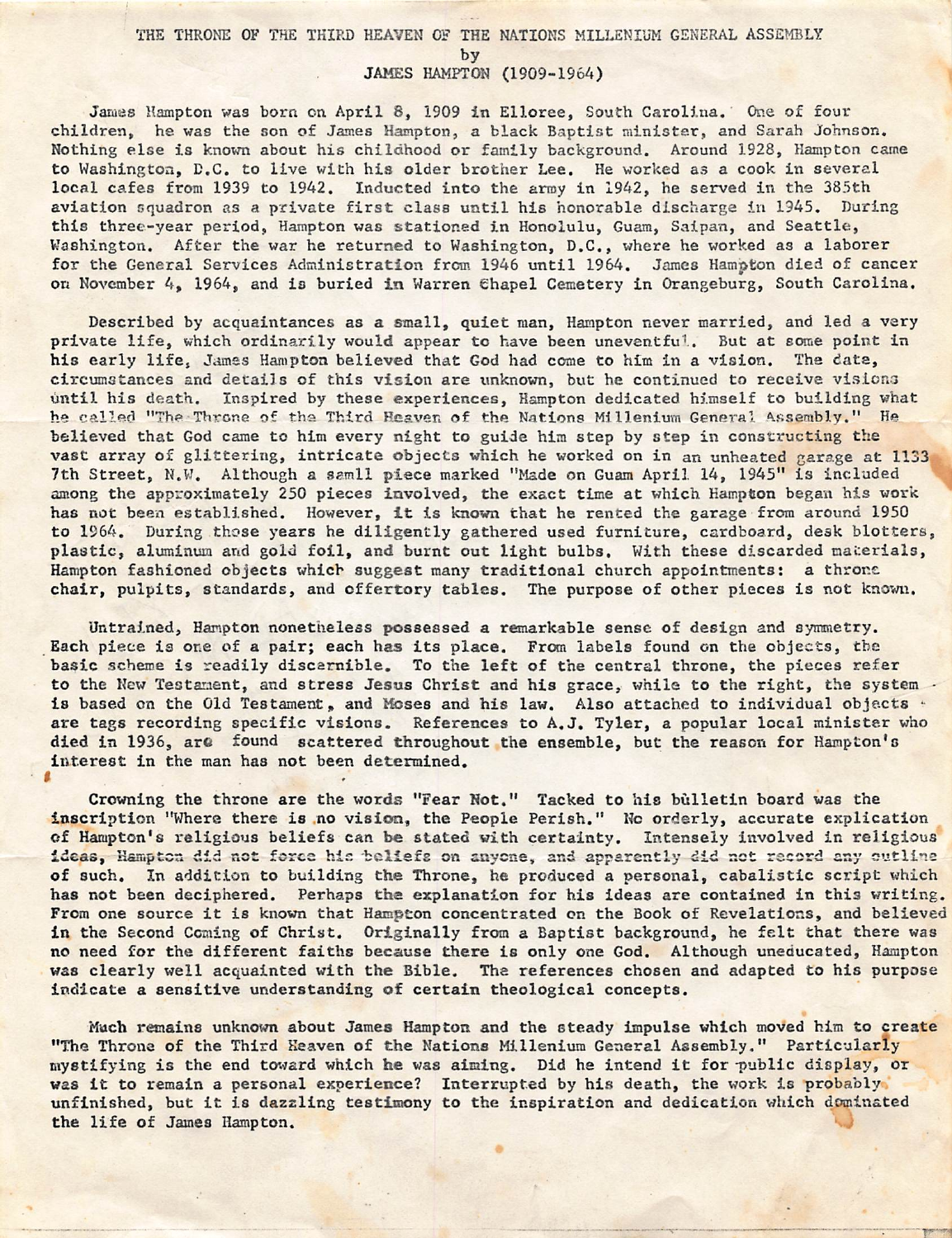# THE THRONE OF THE THIRD HEAVEN OF THE NATIONS MILLENIUM GENERAL ASSEMBLY

by

JAMES HAMPTON (1909-1964)

James Hampton was born on April 8, 1909 in Elloree, South Carolina. One of four children, he was the son of James Hampton, a black Baptist minister, and Sarah Johnson. Nothing else is known about his childhood or family background. Around 1928, Hampton came to Washington, D.C. to live with his older brother Lee. He worked as a cook in several local cafes from 1939 to 1942. Inducted into the army in 1942, he served in the 385th aviation squadron as a private first class until his honorable discharge in 1945. During this three-year period, Hampton was stationed in Honolulu, Guam, Saipan, and Seattle, Washington. After the war he returned to Washington, D.C., where he worked as a laborer for the General Services Administration from 1946 until 1964. James Hampton died of cancer on November 4, 1964, and is buried in Warren Chapel Cemetery in Orangeburg, South Carolina.

Described by acquaintances as a small, quiet man, Hampton never married, and led a very private life, which ordinarily would appear to have been uneventful. But at some point in his early life, James Hampton believed that God had come to him in a vision. The date, circumstances and details of this vision are unknown, but he continued to receive visions until his death. Inspired by these experiences, Hampton dedicated himself to building what he called "The Throne of the Third Heaven of the Nations Millenium General Assembly." He believed that God came to him every night to guide him step by step in constructing the vast array of glittering, intricate objects which he worked on in an unheated garage at 1133 7th Street, N.W. Although a samll piece marked "Made on Guam April 14, 1945" is included among the approximately 250 pieces involved, the exact time at which Hampton began his work has not been established. However, it is known that he rented the garage from around 1950 to 1964. During those years he diligently gathered used furniture, cardboard, desk blotters, plastic, aluminum and gold foil, and burnt out light bulbs. With these discarded materials, Hampton fashioned objects which suggest many traditional church appointments: a throne chair, pulpits, standards, and offertory tables. The purpose of other pieces is not known.

Untrained, Hampton nonetheless possessed a remarkable sense of design and symmetry. Each piece is one of a pair; each has its place. From labels found on the objects, the basic scheme is readily discernible. To the left of the central throne, the pieces refer to the New Testament, and stress Jesus Christ and his grace, while to the right, the system is based on the Old Testament, and Moses and his law. Also attached to individual objects are tags recording specific visions. References to A.J. Tyler, a popular local minister who died in 1936, are found scattered throughout the ensemble, but the reason for Hampton's interest in the man has not been determined.

Crowning the throne are the words "Fear Not." Tacked to his bulletin board was the inscription "Where there is no vision, the People Perish." No orderly, accurate explication of Hampton's religious beliefs can be stated with certainty. Intensely involved in religious ideas, Hampton did not force his beliefs on anyone, and apparently did not record any outline of such. In addition to building the Throne, he produced a personal, cabalistic script which has not been deciphered. Perhaps the explanation for his ideas are contained in this writing. From one source it is known that Hampton concentrated on the Book of Revelations, and believed in the Second Coming of Christ. Originally from a Baptist background, he felt that there was no need for the different faiths because there is only one God. Although uneducated, Hampton was clearly well acquainted with the Bible. The references chosen and adapted to his purpose indicate a sensitive understanding of certain theological concepts.

Much remains unknown about James Hampton and the steady impulse which moved him to create "The Throne of the Third Heaven of the Nations Millenium General Assembly." Particularly mystifying is the end toward which he was aiming. Did he intend it for public display, or was it to remain a personal experience? Interrupted by his death, the work is probably unfinished, but it is dazzling testimony to the inspiration and dedication which dominated the life of James Hampton.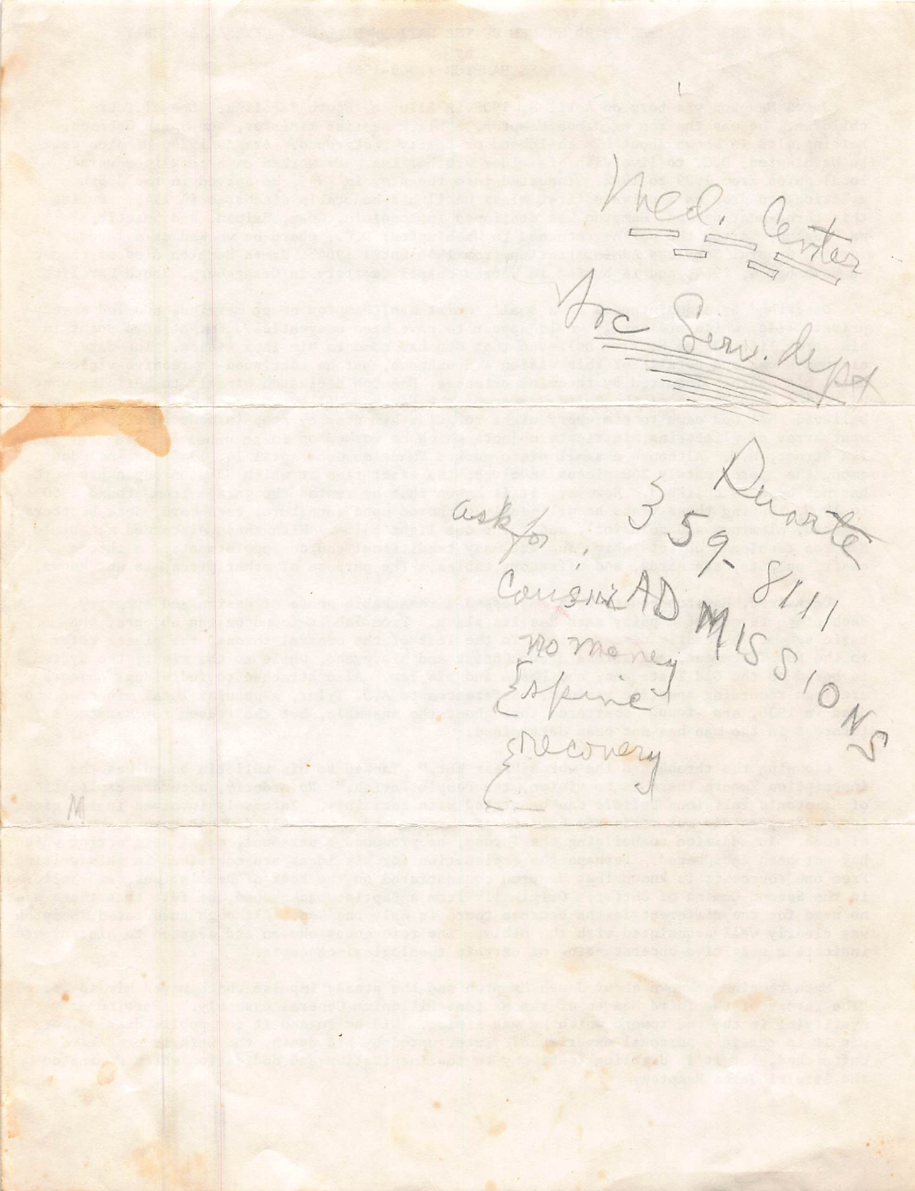Med. Center

Soc. Serv. dept

Duarte

359-8111

ask for:

Cousin

ADMISSIONS

no money

spine

recovery

M